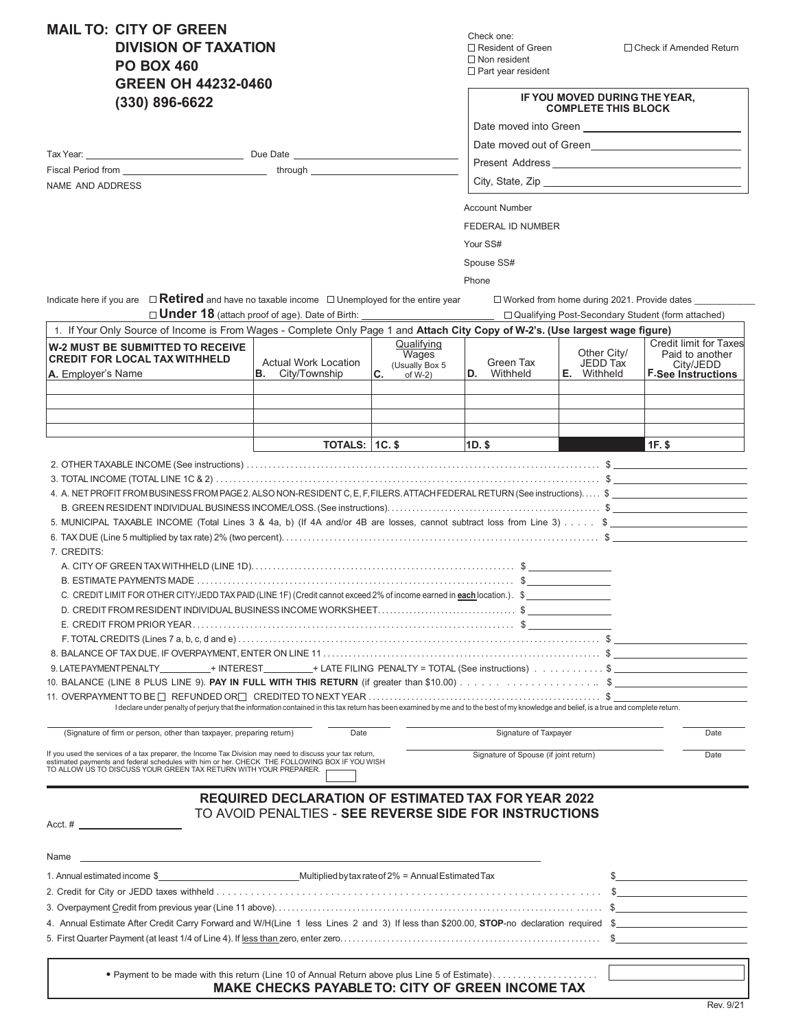**MAIL TO: CITY OF GREEN**
**DIVISION OF TAXATION**
**PO BOX 460**
**GREEN OH 44232-0460**
**(330) 896-6622**

Check one:
☐ Resident of Green
☐ Non resident
☐ Part year resident

☐ Check if Amended Return

**IF YOU MOVED DURING THE YEAR, COMPLETE THIS BLOCK**

Date moved into Green ____________________

Date moved out of Green ____________________

Present Address ____________________

City, State, Zip ____________________

Tax Year: ____________________ Due Date ____________________

Fiscal Period from ____________________ through ____________________

NAME AND ADDRESS

Account Number

FEDERAL ID NUMBER

Your SS#

Spouse SS#

Phone

Indicate here if you are ☐ **Retired** and have no taxable income ☐ Unemployed for the entire year ☐ Worked from home during 2021. Provide dates ___________

☐ **Under 18** (attach proof of age). Date of Birth: ____________________ ☐ Qualifying Post-Secondary Student (form attached)

1. If Your Only Source of Income is From Wages - Complete Only Page 1 and **Attach City Copy of W-2's. (Use largest wage figure)**

| **W-2 MUST BE SUBMITTED TO RECEIVE CREDIT FOR LOCAL TAX WITHHELD** **A.** Employer's Name | **B.** Actual Work Location City/Township | **C.** Qualifying Wages (Usually Box 5 of W-2) | **D.** Green Tax Withheld | **E.** Other City/ JEDD Tax Withheld | **F.** Credit limit for Taxes Paid to another City/JEDD **See Instructions** |
|---|---|---|---|---|---|
| | | | | | |
| | | | | | |
| | | | | | |
| | | | | | |
| | **TOTALS:** | **1C. $** | **1D. $** | | **1F. $** |

2. OTHER TAXABLE INCOME (See instructions) .......... $ ____________
3. TOTAL INCOME (TOTAL LINE 1C & 2) .......... $ ____________
4. A. NET PROFIT FROM BUSINESS FROM PAGE 2. ALSO NON-RESIDENT C, E, F, FILERS. ATTACH FEDERAL RETURN (See instructions) .......... $ ____________
   B. GREEN RESIDENT INDIVIDUAL BUSINESS INCOME/LOSS. (See instructions) .......... $ ____________
5. MUNICIPAL TAXABLE INCOME (Total Lines 3 & 4a, b) (If 4A and/or 4B are losses, cannot subtract loss from Line 3) .......... $ ____________
6. TAX DUE (Line 5 multiplied by tax rate) 2% (two percent) .......... $ ____________
7. CREDITS:
   A. CITY OF GREEN TAX WITHHELD (LINE 1D) .......... $ ____________
   B. ESTIMATE PAYMENTS MADE .......... $ ____________
   C. CREDIT LIMIT FOR OTHER CITY/JEDD TAX PAID (LINE 1F) (Credit cannot exceed 2% of income earned in **each** location.) . $ ____________
   D. CREDIT FROM RESIDENT INDIVIDUAL BUSINESS INCOME WORKSHEET .......... $ ____________
   E. CREDIT FROM PRIOR YEAR .......... $ ____________
   F. TOTAL CREDITS (Lines 7 a, b, c, d and e) .......... $ ____________
8. BALANCE OF TAX DUE. IF OVERPAYMENT, ENTER ON LINE 11 .......... $ ____________
9. LATE PAYMENT PENALTY __________ + INTEREST __________ + LATE FILING PENALTY = TOTAL (See instructions) .......... $ ____________
10. BALANCE (LINE 8 PLUS LINE 9). **PAY IN FULL WITH THIS RETURN** (if greater than $10.00) .......... $ ____________
11. OVERPAYMENT TO BE ☐ REFUNDED OR ☐ CREDITED TO NEXT YEAR .......... $ ____________

I declare under penalty of perjury that the information contained in this tax return has been examined by me and to the best of my knowledge and belief, is a true and complete return.

____________________ (Signature of firm or person, other than taxpayer, preparing return) ________ Date

____________________ Signature of Taxpayer ________ Date

____________________ Signature of Spouse (if joint return) ________ Date

If you used the services of a tax preparer, the Income Tax Division may need to discuss your tax return, estimated payments and federal schedules with him or her. CHECK THE FOLLOWING BOX IF YOU WISH TO ALLOW US TO DISCUSS YOUR GREEN TAX RETURN WITH YOUR PREPARER. ☐

## REQUIRED DECLARATION OF ESTIMATED TAX FOR YEAR 2022

TO AVOID PENALTIES - **SEE REVERSE SIDE FOR INSTRUCTIONS**

Acct. # ____________________

Name ____________________

1. Annual estimated income $ ____________ Multiplied by tax rate of 2% = Annual Estimated Tax .......... $ ____________
2. Credit for City or JEDD taxes withheld .......... $ ____________
3. Overpayment Credit from previous year (Line 11 above) .......... $ ____________
4. Annual Estimate After Credit Carry Forward and W/H (Line 1 less Lines 2 and 3) If less than $200.00, **STOP**-no declaration required $ ____________
5. First Quarter Payment (at least 1/4 of Line 4). If less than zero, enter zero .......... $ ____________

• Payment to be made with this return (Line 10 of Annual Return above plus Line 5 of Estimate) .......... ☐

**MAKE CHECKS PAYABLE TO: CITY OF GREEN INCOME TAX**

Rev. 9/21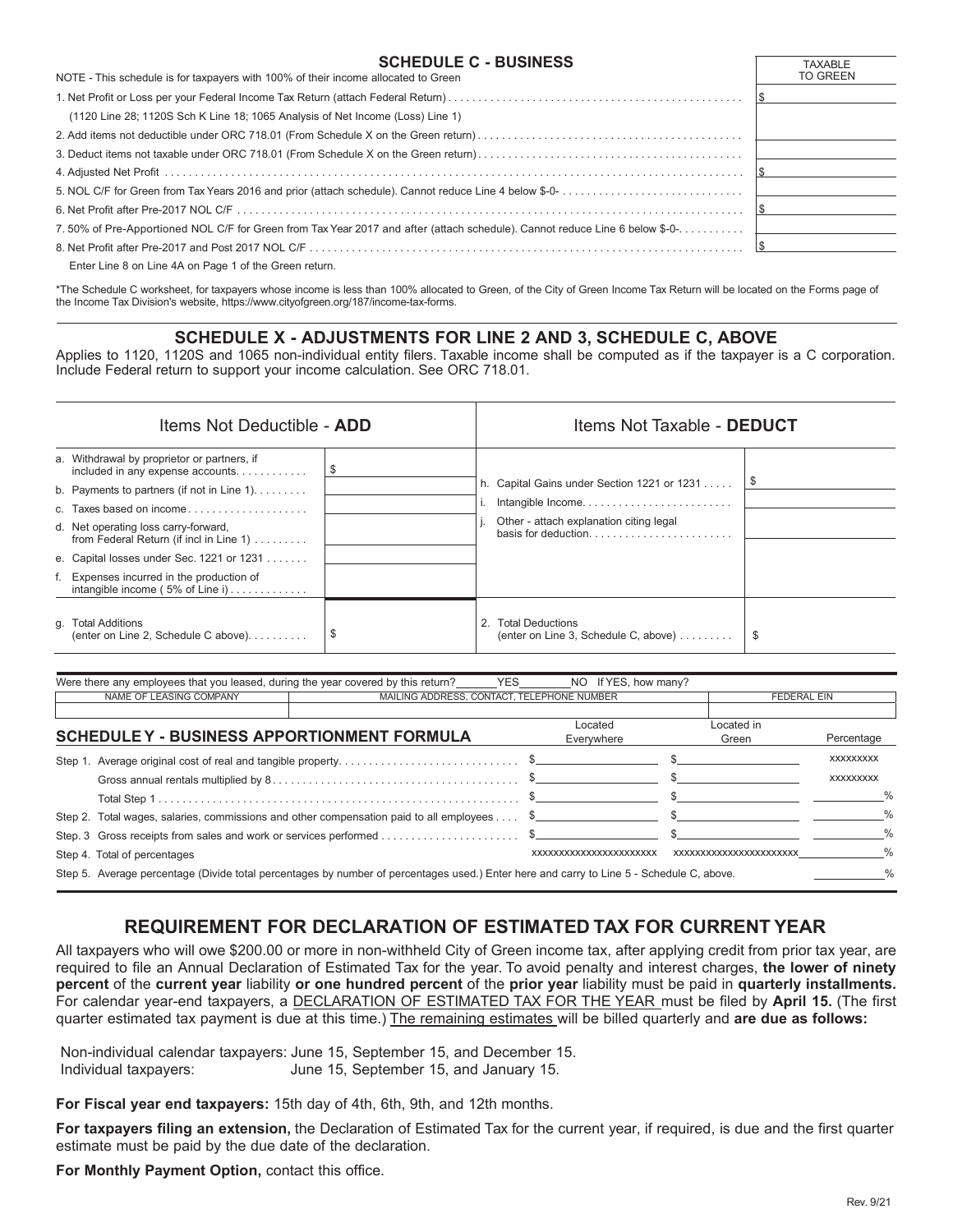## SCHEDULE C - BUSINESS

NOTE - This schedule is for taxpayers with 100% of their income allocated to Green

| | TAXABLE TO GREEN |
|---|---|
| 1. Net Profit or Loss per your Federal Income Tax Return (attach Federal Return) (1120 Line 28; 1120S Sch K Line 18; 1065 Analysis of Net Income (Loss) Line 1) | $ |
| 2. Add items not deductible under ORC 718.01 (From Schedule X on the Green return) | |
| 3. Deduct items not taxable under ORC 718.01 (From Schedule X on the Green return) | |
| 4. Adjusted Net Profit | $ |
| 5. NOL C/F for Green from Tax Years 2016 and prior (attach schedule). Cannot reduce Line 4 below $-0- | |
| 6. Net Profit after Pre-2017 NOL C/F | $ |
| 7. 50% of Pre-Apportioned NOL C/F for Green from Tax Year 2017 and after (attach schedule). Cannot reduce Line 6 below $-0-. | |
| 8. Net Profit after Pre-2017 and Post 2017 NOL C/F | $ |

Enter Line 8 on Line 4A on Page 1 of the Green return.

*The Schedule C worksheet, for taxpayers whose income is less than 100% allocated to Green, of the City of Green Income Tax Return will be located on the Forms page of the Income Tax Division's website, https://www.cityofgreen.org/187/income-tax-forms.

## SCHEDULE X - ADJUSTMENTS FOR LINE 2 AND 3, SCHEDULE C, ABOVE

Applies to 1120, 1120S and 1065 non-individual entity filers. Taxable income shall be computed as if the taxpayer is a C corporation. Include Federal return to support your income calculation. See ORC 718.01.

| Items Not Deductible - **ADD** | | Items Not Taxable - **DEDUCT** | |
|---|---|---|---|
| a. Withdrawal by proprietor or partners, if included in any expense accounts. | $ | h. Capital Gains under Section 1221 or 1231 | $ |
| b. Payments to partners (if not in Line 1). | | i. Intangible Income. | |
| c. Taxes based on income | | j. Other - attach explanation citing legal basis for deduction. | |
| d. Net operating loss carry-forward, from Federal Return (if incl in Line 1) | | | |
| e. Capital losses under Sec. 1221 or 1231 | | | |
| f. Expenses incurred in the production of intangible income ( 5% of Line i) | | | |
| g. Total Additions (enter on Line 2, Schedule C above). | $ | 2. Total Deductions (enter on Line 3, Schedule C, above) | $ |

Were there any employees that you leased, during the year covered by this return? _____ YES _____ NO If YES, how many?

| NAME OF LEASING COMPANY | MAILING ADDRESS, CONTACT, TELEPHONE NUMBER | FEDERAL EIN |
|---|---|---|
| | | |

## SCHEDULE Y - BUSINESS APPORTIONMENT FORMULA

| | Located Everywhere | Located in Green | Percentage |
|---|---|---|---|
| Step 1. Average original cost of real and tangible property | $ | $ | xxxxxxxxx |
| Gross annual rentals multiplied by 8 | $ | $ | xxxxxxxxx |
| Total Step 1 | $ | $ | % |
| Step 2. Total wages, salaries, commissions and other compensation paid to all employees | $ | $ | % |
| Step. 3 Gross receipts from sales and work or services performed | $ | $ | % |
| Step 4. Total of percentages | xxxxxxxxxxxxxxxxxxxxxx | xxxxxxxxxxxxxxxxxxxxxx | % |
| Step 5. Average percentage (Divide total percentages by number of percentages used.) Enter here and carry to Line 5 - Schedule C, above. | | | % |

## REQUIREMENT FOR DECLARATION OF ESTIMATED TAX FOR CURRENT YEAR

All taxpayers who will owe $200.00 or more in non-withheld City of Green income tax, after applying credit from prior tax year, are required to file an Annual Declaration of Estimated Tax for the year. To avoid penalty and interest charges, **the lower of ninety percent** of the **current year** liability **or one hundred percent** of the **prior year** liability must be paid in **quarterly installments.** For calendar year-end taxpayers, a DECLARATION OF ESTIMATED TAX FOR THE YEAR must be filed by **April 15.** (The first quarter estimated tax payment is due at this time.) The remaining estimates will be billed quarterly and **are due as follows:**

Non-individual calendar taxpayers: June 15, September 15, and December 15.
Individual taxpayers: June 15, September 15, and January 15.

**For Fiscal year end taxpayers:** 15th day of 4th, 6th, 9th, and 12th months.

**For taxpayers filing an extension,** the Declaration of Estimated Tax for the current year, if required, is due and the first quarter estimate must be paid by the due date of the declaration.

**For Monthly Payment Option,** contact this office.

Rev. 9/21